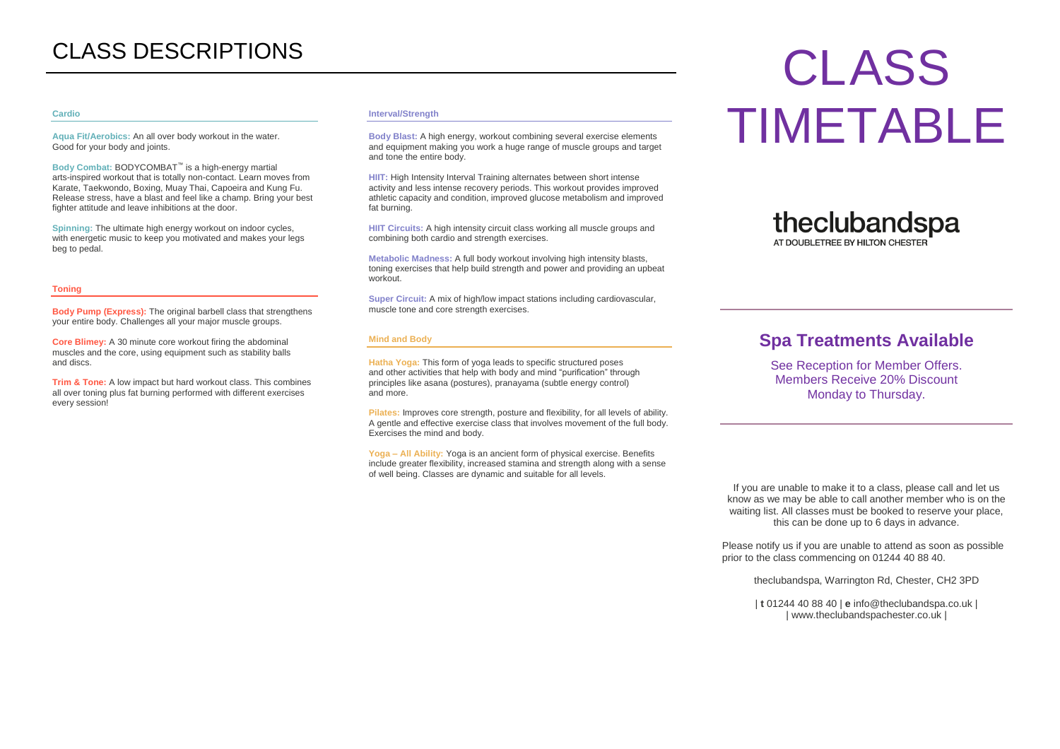# CLASS DESCRIPTIONS

### Cardio

**Aqua Fit/Aerobics:** An all over body workout in the water. Good for your body and joints.

**Body Combat:** BODYCOMBAT™ is a high-energy martial arts-inspired workout that is totally non-contact. Learn moves from Karate, Taekwondo, Boxing, Muay Thai, Capoeira and Kung Fu. Release stress, have a blast and feel like a champ. Bring your best fighter attitude and leave inhibitions at the door.

**Spinning:** The ultimate high energy workout on indoor cycles, with energetic music to keep you motivated and makes your legs beg to pedal.

### Toning

**Body Pump (Express):** The original barbell class that strengthens your entire body. Challenges all your major muscle groups.

**Core Blimey:** A 30 minute core workout firing the abdominal muscles and the core, using equipment such as stability balls and discs.

**Trim & Tone:** A low impact but hard workout class. This combines all over toning plus fat burning performed with different exercises every session!

### Interval/Strength

**Body Blast:** A high energy, workout combining several exercise elements and equipment making you work a huge range of muscle groups and target and tone the entire body.

**HIIT:** High Intensity Interval Training alternates between short intense activity and less intense recovery periods. This workout provides improved athletic capacity and condition, improved glucose metabolism and improved fat burning.

**HIIT Circuits:** A high intensity circuit class working all muscle groups and combining both cardio and strength exercises.

**Metabolic Madness:** A full body workout involving high intensity blasts, toning exercises that help build strength and power and providing an upbeat workout.

**Super Circuit:** A mix of high/low impact stations including cardiovascular, muscle tone and core strength exercises.

### Mind and Body

**Hatha Yoga:** This form of yoga leads to specific structured poses and other activities that help with body and mind "purification" through principles like asana (postures), pranayama (subtle energy control) and more.

**Pilates:** Improves core strength, posture and flexibility, for all levels of ability. A gentle and effective exercise class that involves movement of the full body. Exercises the mind and body.

**Yoga – All Ability:** Yoga is an ancient form of physical exercise. Benefits include greater flexibility, increased stamina and strength along with a sense of well being. Classes are dynamic and suitable for all levels.

# CLASS TIMETABLE

**theclubandspa**
AT DOUBLETREE BY HILTON CHESTER

## Spa Treatments Available

See Reception for Member Offers.
Members Receive 20% Discount
Monday to Thursday.

If you are unable to make it to a class, please call and let us know as we may be able to call another member who is on the waiting list. All classes must be booked to reserve your place, this can be done up to 6 days in advance.

Please notify us if you are unable to attend as soon as possible prior to the class commencing on 01244 40 88 40.

theclubandspa, Warrington Rd, Chester, CH2 3PD

| **t** 01244 40 88 40 | **e** info@theclubandspa.co.uk |
| www.theclubandspachester.co.uk |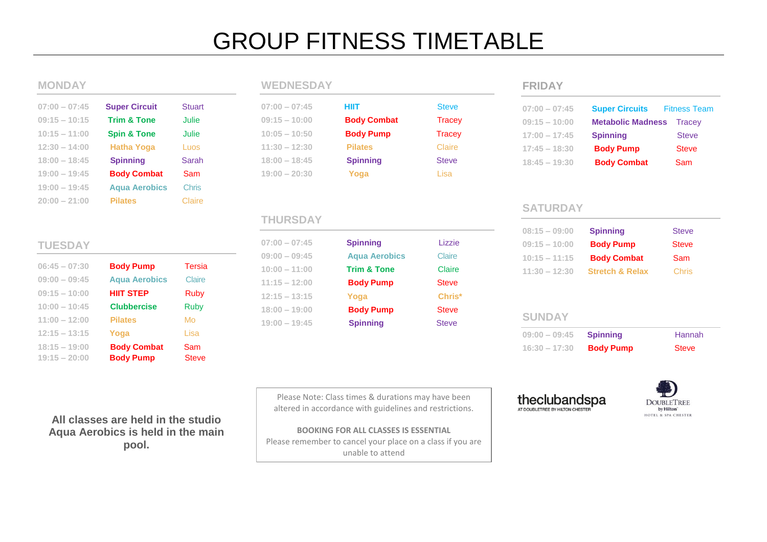# GROUP FITNESS TIMETABLE

## MONDAY

| | | |
|---|---|---|
| 07:00 – 07:45 | **Super Circuit** | Stuart |
| 09:15 – 10:15 | **Trim & Tone** | Julie |
| 10:15 – 11:00 | **Spin & Tone** | Julie |
| 12:30 – 14:00 | **Hatha Yoga** | Luos |
| 18:00 – 18:45 | **Spinning** | Sarah |
| 19:00 – 19:45 | **Body Combat** | Sam |
| 19:00 – 19:45 | **Aqua Aerobics** | Chris |
| 20:00 – 21:00 | **Pilates** | Claire |

## TUESDAY

| | | |
|---|---|---|
| 06:45 – 07:30 | **Body Pump** | Tersia |
| 09:00 – 09:45 | **Aqua Aerobics** | Claire |
| 09:15 – 10:00 | **HIIT STEP** | Ruby |
| 10:00 – 10:45 | **Clubbercise** | Ruby |
| 11:00 – 12:00 | **Pilates** | Mo |
| 12:15 – 13:15 | **Yoga** | Lisa |
| 18:15 – 19:00 | **Body Combat** | Sam |
| 19:15 – 20:00 | **Body Pump** | Steve |

## WEDNESDAY

| | | |
|---|---|---|
| 07:00 – 07:45 | **HIIT** | Steve |
| 09:15 – 10:00 | **Body Combat** | Tracey |
| 10:05 – 10:50 | **Body Pump** | Tracey |
| 11:30 – 12:30 | **Pilates** | Claire |
| 18:00 – 18:45 | **Spinning** | Steve |
| 19:00 – 20:30 | **Yoga** | Lisa |

## THURSDAY

| | | |
|---|---|---|
| 07:00 – 07:45 | **Spinning** | Lizzie |
| 09:00 – 09:45 | **Aqua Aerobics** | Claire |
| 10:00 – 11:00 | **Trim & Tone** | Claire |
| 11:15 – 12:00 | **Body Pump** | Steve |
| 12:15 – 13:15 | **Yoga** | **Chris*** |
| 18:00 – 19:00 | **Body Pump** | Steve |
| 19:00 – 19:45 | **Spinning** | Steve |

## FRIDAY

| | | |
|---|---|---|
| 07:00 – 07:45 | **Super Circuits** | Fitness Team |
| 09:15 – 10:00 | **Metabolic Madness** | Tracey |
| 17:00 – 17:45 | **Spinning** | Steve |
| 17:45 – 18:30 | **Body Pump** | Steve |
| 18:45 – 19:30 | **Body Combat** | Sam |

## SATURDAY

| | | |
|---|---|---|
| 08:15 – 09:00 | **Spinning** | Steve |
| 09:15 – 10:00 | **Body Pump** | Steve |
| 10:15 – 11:15 | **Body Combat** | Sam |
| 11:30 – 12:30 | **Stretch & Relax** | Chris |

## SUNDAY

| | | |
|---|---|---|
| 09:00 – 09:45 | **Spinning** | Hannah |
| 16:30 – 17:30 | **Body Pump** | Steve |

**All classes are held in the studio**
**Aqua Aerobics is held in the main pool.**

Please Note: Class times & durations may have been altered in accordance with guidelines and restrictions.

**BOOKING FOR ALL CLASSES IS ESSENTIAL**
Please remember to cancel your place on a class if you are unable to attend

theclubandspa
AT DOUBLETREE BY HILTON CHESTER

DoubleTree by Hilton
HOTEL & SPA CHESTER